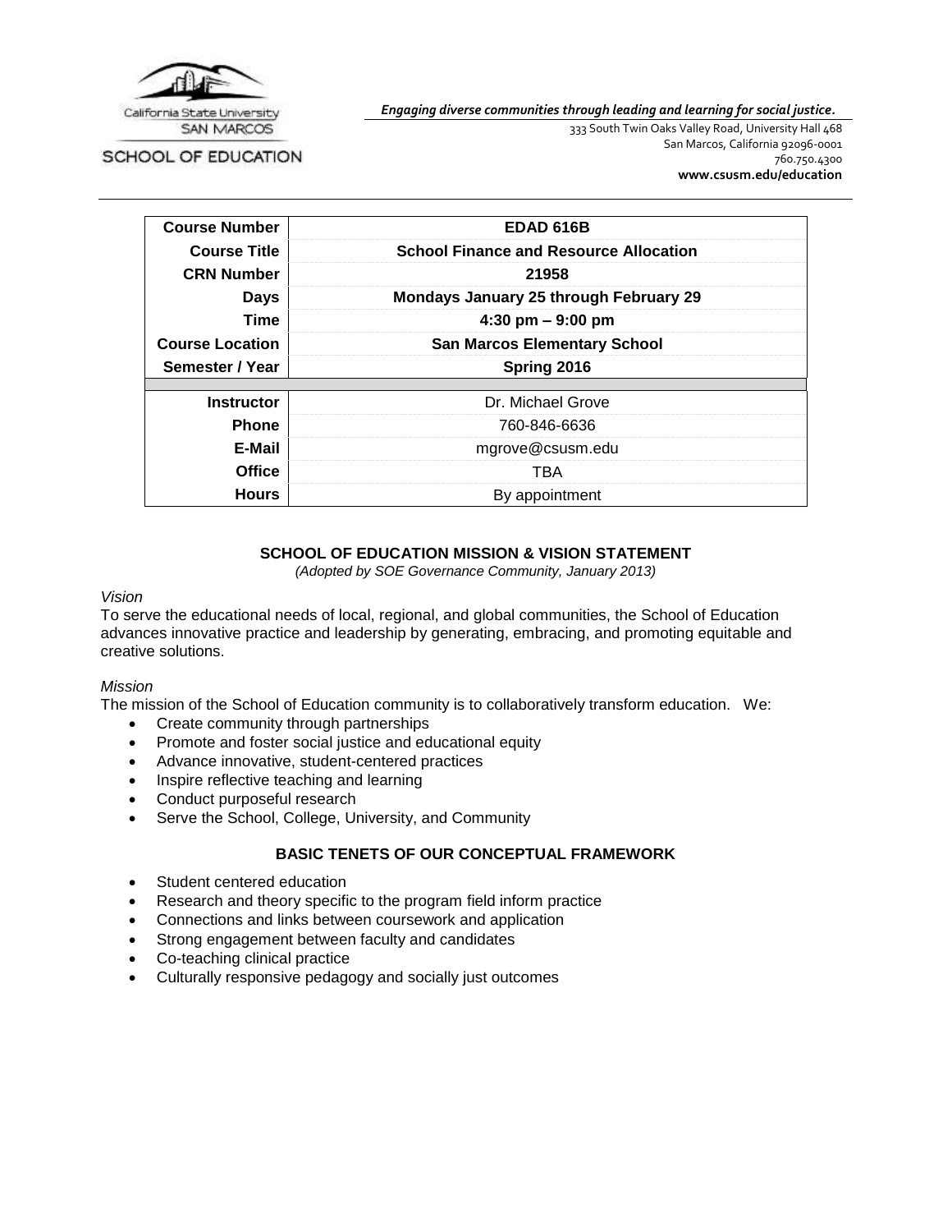California State University SAN MARCOS

SCHOOL OF EDUCATION

*Engaging diverse communities through leading and learning for social justice.*

333 South Twin Oaks Valley Road, University Hall 468
San Marcos, California 92096-0001
760.750.4300
**www.csusm.edu/education**

| | |
|---|---|
| **Course Number** | **EDAD 616B** |
| **Course Title** | **School Finance and Resource Allocation** |
| **CRN Number** | **21958** |
| **Days** | **Mondays January 25 through February 29** |
| **Time** | **4:30 pm – 9:00 pm** |
| **Course Location** | **San Marcos Elementary School** |
| **Semester / Year** | **Spring 2016** |
| | |
| **Instructor** | Dr. Michael Grove |
| **Phone** | 760-846-6636 |
| **E-Mail** | mgrove@csusm.edu |
| **Office** | TBA |
| **Hours** | By appointment |

## SCHOOL OF EDUCATION MISSION & VISION STATEMENT

*(Adopted by SOE Governance Community, January 2013)*

*Vision*

To serve the educational needs of local, regional, and global communities, the School of Education advances innovative practice and leadership by generating, embracing, and promoting equitable and creative solutions.

*Mission*

The mission of the School of Education community is to collaboratively transform education. We:

- Create community through partnerships
- Promote and foster social justice and educational equity
- Advance innovative, student-centered practices
- Inspire reflective teaching and learning
- Conduct purposeful research
- Serve the School, College, University, and Community

## BASIC TENETS OF OUR CONCEPTUAL FRAMEWORK

- Student centered education
- Research and theory specific to the program field inform practice
- Connections and links between coursework and application
- Strong engagement between faculty and candidates
- Co-teaching clinical practice
- Culturally responsive pedagogy and socially just outcomes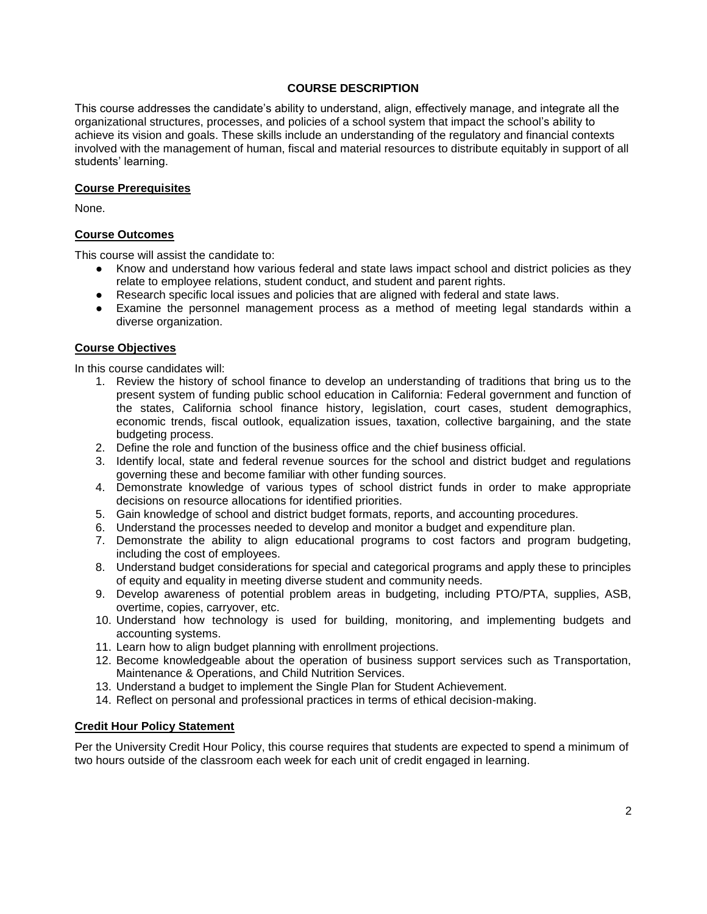## COURSE DESCRIPTION

This course addresses the candidate's ability to understand, align, effectively manage, and integrate all the organizational structures, processes, and policies of a school system that impact the school's ability to achieve its vision and goals. These skills include an understanding of the regulatory and financial contexts involved with the management of human, fiscal and material resources to distribute equitably in support of all students' learning.

### Course Prerequisites

None.

### Course Outcomes

This course will assist the candidate to:

- Know and understand how various federal and state laws impact school and district policies as they relate to employee relations, student conduct, and student and parent rights.
- Research specific local issues and policies that are aligned with federal and state laws.
- Examine the personnel management process as a method of meeting legal standards within a diverse organization.

### Course Objectives

In this course candidates will:

1. Review the history of school finance to develop an understanding of traditions that bring us to the present system of funding public school education in California: Federal government and function of the states, California school finance history, legislation, court cases, student demographics, economic trends, fiscal outlook, equalization issues, taxation, collective bargaining, and the state budgeting process.
2. Define the role and function of the business office and the chief business official.
3. Identify local, state and federal revenue sources for the school and district budget and regulations governing these and become familiar with other funding sources.
4. Demonstrate knowledge of various types of school district funds in order to make appropriate decisions on resource allocations for identified priorities.
5. Gain knowledge of school and district budget formats, reports, and accounting procedures.
6. Understand the processes needed to develop and monitor a budget and expenditure plan.
7. Demonstrate the ability to align educational programs to cost factors and program budgeting, including the cost of employees.
8. Understand budget considerations for special and categorical programs and apply these to principles of equity and equality in meeting diverse student and community needs.
9. Develop awareness of potential problem areas in budgeting, including PTO/PTA, supplies, ASB, overtime, copies, carryover, etc.
10. Understand how technology is used for building, monitoring, and implementing budgets and accounting systems.
11. Learn how to align budget planning with enrollment projections.
12. Become knowledgeable about the operation of business support services such as Transportation, Maintenance & Operations, and Child Nutrition Services.
13. Understand a budget to implement the Single Plan for Student Achievement.
14. Reflect on personal and professional practices in terms of ethical decision-making.

### Credit Hour Policy Statement

Per the University Credit Hour Policy, this course requires that students are expected to spend a minimum of two hours outside of the classroom each week for each unit of credit engaged in learning.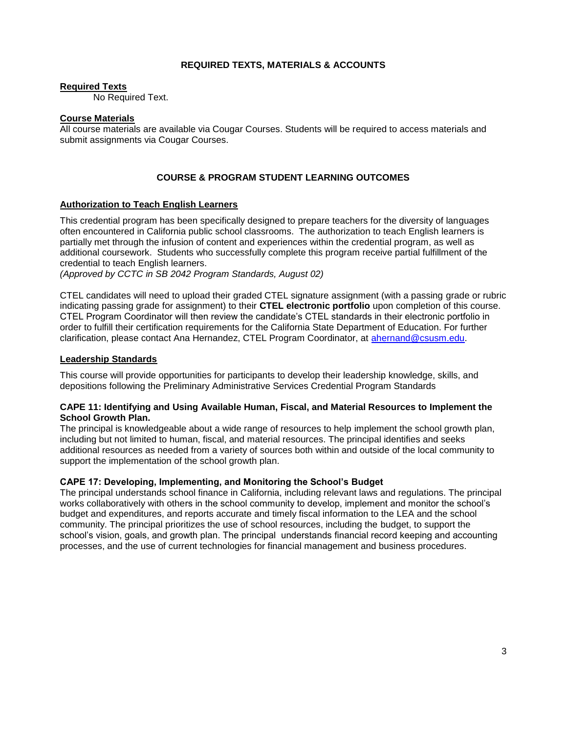## REQUIRED TEXTS, MATERIALS & ACCOUNTS

**Required Texts**

No Required Text.

**Course Materials**

All course materials are available via Cougar Courses. Students will be required to access materials and submit assignments via Cougar Courses.

## COURSE & PROGRAM STUDENT LEARNING OUTCOMES

**Authorization to Teach English Learners**

This credential program has been specifically designed to prepare teachers for the diversity of languages often encountered in California public school classrooms. The authorization to teach English learners is partially met through the infusion of content and experiences within the credential program, as well as additional coursework. Students who successfully complete this program receive partial fulfillment of the credential to teach English learners.
*(Approved by CCTC in SB 2042 Program Standards, August 02)*

CTEL candidates will need to upload their graded CTEL signature assignment (with a passing grade or rubric indicating passing grade for assignment) to their **CTEL electronic portfolio** upon completion of this course. CTEL Program Coordinator will then review the candidate's CTEL standards in their electronic portfolio in order to fulfill their certification requirements for the California State Department of Education. For further clarification, please contact Ana Hernandez, CTEL Program Coordinator, at ahernand@csusm.edu.

**Leadership Standards**

This course will provide opportunities for participants to develop their leadership knowledge, skills, and depositions following the Preliminary Administrative Services Credential Program Standards

**CAPE 11: Identifying and Using Available Human, Fiscal, and Material Resources to Implement the School Growth Plan.**

The principal is knowledgeable about a wide range of resources to help implement the school growth plan, including but not limited to human, fiscal, and material resources. The principal identifies and seeks additional resources as needed from a variety of sources both within and outside of the local community to support the implementation of the school growth plan.

**CAPE 17: Developing, Implementing, and Monitoring the School's Budget**

The principal understands school finance in California, including relevant laws and regulations. The principal works collaboratively with others in the school community to develop, implement and monitor the school's budget and expenditures, and reports accurate and timely fiscal information to the LEA and the school community. The principal prioritizes the use of school resources, including the budget, to support the school's vision, goals, and growth plan. The principal understands financial record keeping and accounting processes, and the use of current technologies for financial management and business procedures.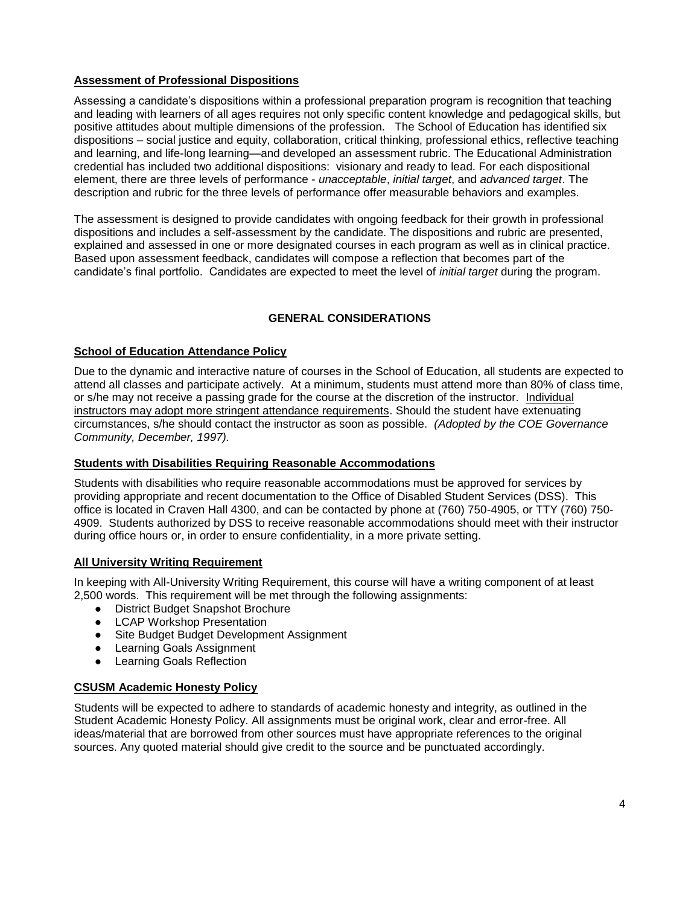**Assessment of Professional Dispositions**

Assessing a candidate's dispositions within a professional preparation program is recognition that teaching and leading with learners of all ages requires not only specific content knowledge and pedagogical skills, but positive attitudes about multiple dimensions of the profession. The School of Education has identified six dispositions – social justice and equity, collaboration, critical thinking, professional ethics, reflective teaching and learning, and life-long learning—and developed an assessment rubric. The Educational Administration credential has included two additional dispositions: visionary and ready to lead. For each dispositional element, there are three levels of performance - *unacceptable*, *initial target*, and *advanced target*. The description and rubric for the three levels of performance offer measurable behaviors and examples.

The assessment is designed to provide candidates with ongoing feedback for their growth in professional dispositions and includes a self-assessment by the candidate. The dispositions and rubric are presented, explained and assessed in one or more designated courses in each program as well as in clinical practice. Based upon assessment feedback, candidates will compose a reflection that becomes part of the candidate's final portfolio. Candidates are expected to meet the level of *initial target* during the program.

## GENERAL CONSIDERATIONS

**School of Education Attendance Policy**

Due to the dynamic and interactive nature of courses in the School of Education, all students are expected to attend all classes and participate actively. At a minimum, students must attend more than 80% of class time, or s/he may not receive a passing grade for the course at the discretion of the instructor. Individual instructors may adopt more stringent attendance requirements. Should the student have extenuating circumstances, s/he should contact the instructor as soon as possible. *(Adopted by the COE Governance Community, December, 1997).*

**Students with Disabilities Requiring Reasonable Accommodations**

Students with disabilities who require reasonable accommodations must be approved for services by providing appropriate and recent documentation to the Office of Disabled Student Services (DSS). This office is located in Craven Hall 4300, and can be contacted by phone at (760) 750-4905, or TTY (760) 750-4909. Students authorized by DSS to receive reasonable accommodations should meet with their instructor during office hours or, in order to ensure confidentiality, in a more private setting.

**All University Writing Requirement**

In keeping with All-University Writing Requirement, this course will have a writing component of at least 2,500 words. This requirement will be met through the following assignments:

- District Budget Snapshot Brochure
- LCAP Workshop Presentation
- Site Budget Budget Development Assignment
- Learning Goals Assignment
- Learning Goals Reflection

**CSUSM Academic Honesty Policy**

Students will be expected to adhere to standards of academic honesty and integrity, as outlined in the Student Academic Honesty Policy. All assignments must be original work, clear and error-free. All ideas/material that are borrowed from other sources must have appropriate references to the original sources. Any quoted material should give credit to the source and be punctuated accordingly.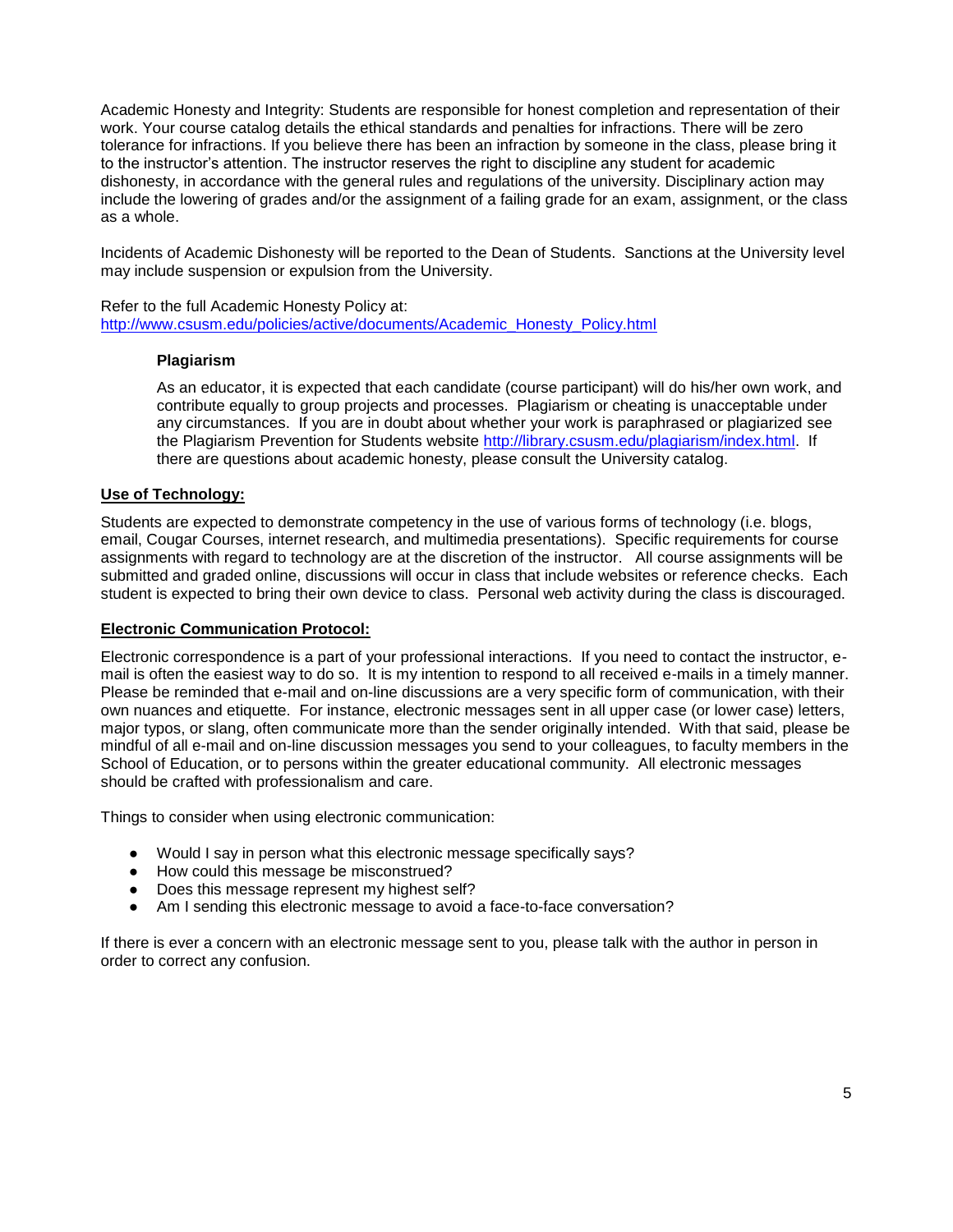Academic Honesty and Integrity: Students are responsible for honest completion and representation of their work. Your course catalog details the ethical standards and penalties for infractions. There will be zero tolerance for infractions. If you believe there has been an infraction by someone in the class, please bring it to the instructor's attention. The instructor reserves the right to discipline any student for academic dishonesty, in accordance with the general rules and regulations of the university. Disciplinary action may include the lowering of grades and/or the assignment of a failing grade for an exam, assignment, or the class as a whole.

Incidents of Academic Dishonesty will be reported to the Dean of Students. Sanctions at the University level may include suspension or expulsion from the University.

Refer to the full Academic Honesty Policy at: http://www.csusm.edu/policies/active/documents/Academic_Honesty_Policy.html

### Plagiarism

As an educator, it is expected that each candidate (course participant) will do his/her own work, and contribute equally to group projects and processes. Plagiarism or cheating is unacceptable under any circumstances. If you are in doubt about whether your work is paraphrased or plagiarized see the Plagiarism Prevention for Students website http://library.csusm.edu/plagiarism/index.html. If there are questions about academic honesty, please consult the University catalog.

## Use of Technology:

Students are expected to demonstrate competency in the use of various forms of technology (i.e. blogs, email, Cougar Courses, internet research, and multimedia presentations). Specific requirements for course assignments with regard to technology are at the discretion of the instructor. All course assignments will be submitted and graded online, discussions will occur in class that include websites or reference checks. Each student is expected to bring their own device to class. Personal web activity during the class is discouraged.

## Electronic Communication Protocol:

Electronic correspondence is a part of your professional interactions. If you need to contact the instructor, e-mail is often the easiest way to do so. It is my intention to respond to all received e-mails in a timely manner. Please be reminded that e-mail and on-line discussions are a very specific form of communication, with their own nuances and etiquette. For instance, electronic messages sent in all upper case (or lower case) letters, major typos, or slang, often communicate more than the sender originally intended. With that said, please be mindful of all e-mail and on-line discussion messages you send to your colleagues, to faculty members in the School of Education, or to persons within the greater educational community. All electronic messages should be crafted with professionalism and care.

Things to consider when using electronic communication:

- Would I say in person what this electronic message specifically says?
- How could this message be misconstrued?
- Does this message represent my highest self?
- Am I sending this electronic message to avoid a face-to-face conversation?

If there is ever a concern with an electronic message sent to you, please talk with the author in person in order to correct any confusion.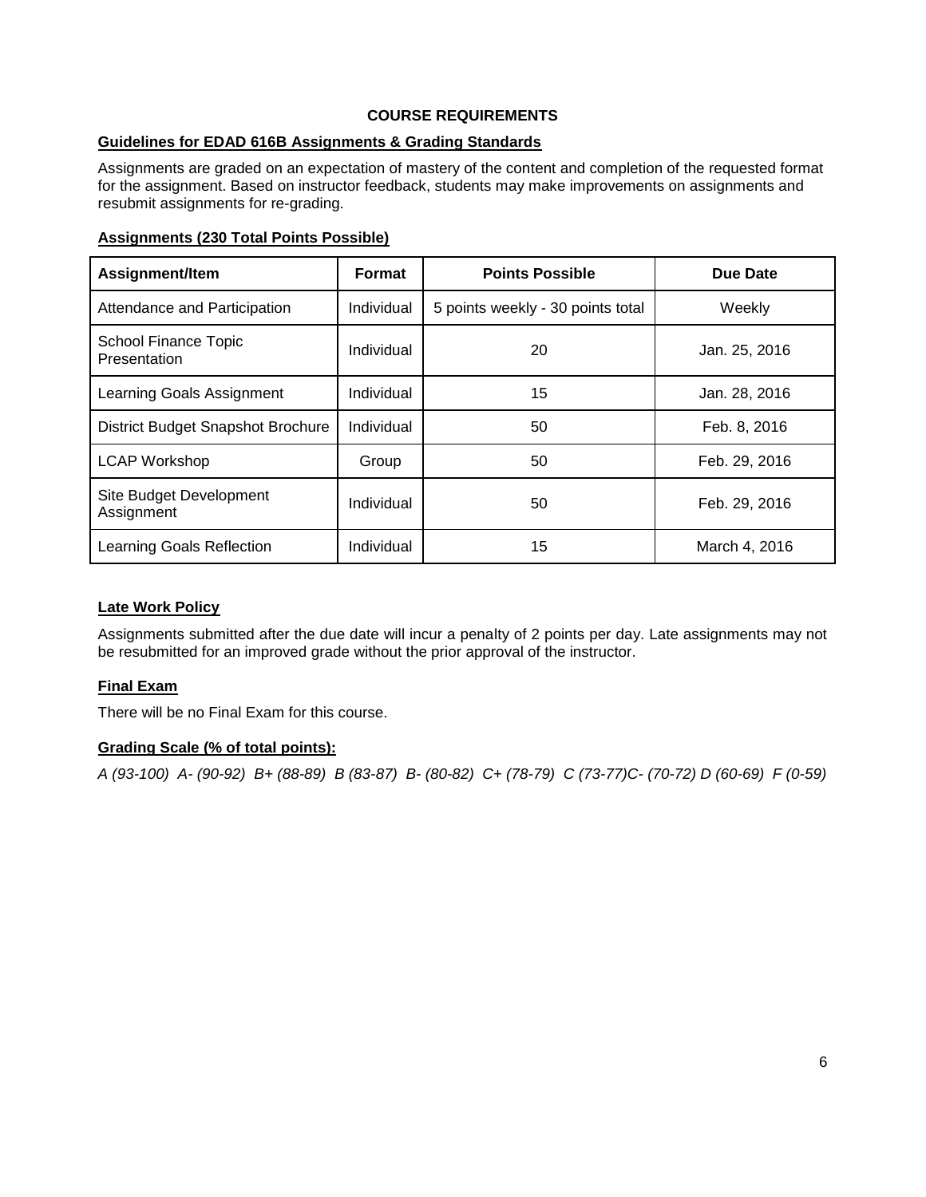## COURSE REQUIREMENTS

### Guidelines for EDAD 616B Assignments & Grading Standards

Assignments are graded on an expectation of mastery of the content and completion of the requested format for the assignment. Based on instructor feedback, students may make improvements on assignments and resubmit assignments for re-grading.

### Assignments (230 Total Points Possible)

| Assignment/Item | Format | Points Possible | Due Date |
|---|---|---|---|
| Attendance and Participation | Individual | 5 points weekly - 30 points total | Weekly |
| School Finance Topic Presentation | Individual | 20 | Jan. 25, 2016 |
| Learning Goals Assignment | Individual | 15 | Jan. 28, 2016 |
| District Budget Snapshot Brochure | Individual | 50 | Feb. 8, 2016 |
| LCAP Workshop | Group | 50 | Feb. 29, 2016 |
| Site Budget Development Assignment | Individual | 50 | Feb. 29, 2016 |
| Learning Goals Reflection | Individual | 15 | March 4, 2016 |

### Late Work Policy

Assignments submitted after the due date will incur a penalty of 2 points per day. Late assignments may not be resubmitted for an improved grade without the prior approval of the instructor.

### Final Exam

There will be no Final Exam for this course.

### Grading Scale (% of total points):

*A (93-100) A- (90-92) B+ (88-89) B (83-87) B- (80-82) C+ (78-79) C (73-77)C- (70-72) D (60-69) F (0-59)*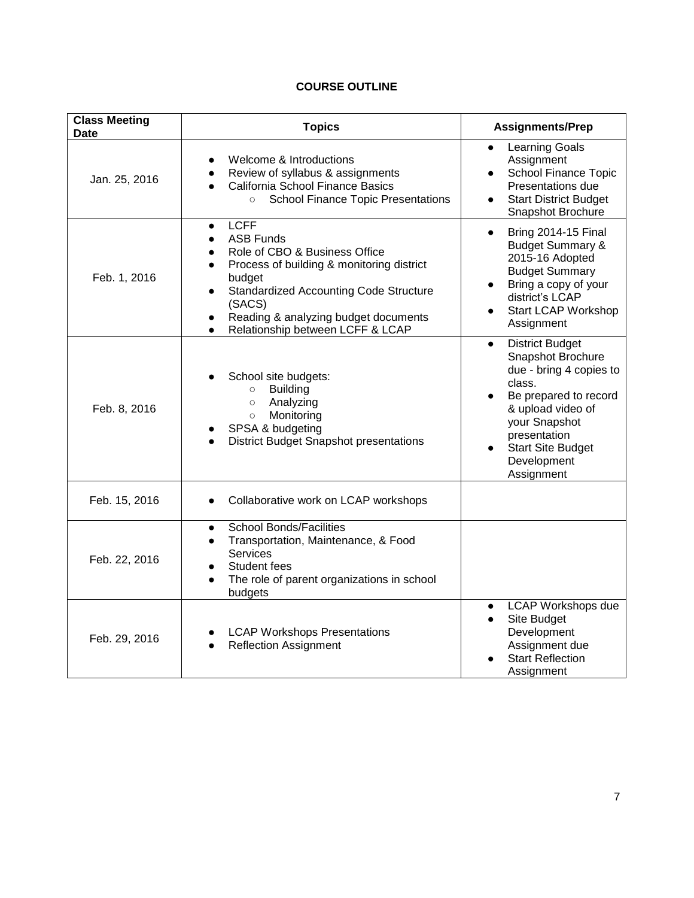**COURSE OUTLINE**

| Class Meeting Date | Topics | Assignments/Prep |
|---|---|---|
| Jan. 25, 2016 | • Welcome & Introductions<br>• Review of syllabus & assignments<br>• California School Finance Basics<br>  ○ School Finance Topic Presentations | • Learning Goals Assignment<br>• School Finance Topic Presentations due<br>• Start District Budget Snapshot Brochure |
| Feb. 1, 2016 | • LCFF<br>• ASB Funds<br>• Role of CBO & Business Office<br>• Process of building & monitoring district budget<br>• Standardized Accounting Code Structure (SACS)<br>• Reading & analyzing budget documents<br>• Relationship between LCFF & LCAP | • Bring 2014-15 Final Budget Summary & 2015-16 Adopted Budget Summary<br>• Bring a copy of your district's LCAP<br>• Start LCAP Workshop Assignment |
| Feb. 8, 2016 | • School site budgets:<br>  ○ Building<br>  ○ Analyzing<br>  ○ Monitoring<br>• SPSA & budgeting<br>• District Budget Snapshot presentations | • District Budget Snapshot Brochure due - bring 4 copies to class.<br>• Be prepared to record & upload video of your Snapshot presentation<br>• Start Site Budget Development Assignment |
| Feb. 15, 2016 | • Collaborative work on LCAP workshops | |
| Feb. 22, 2016 | • School Bonds/Facilities<br>• Transportation, Maintenance, & Food Services<br>• Student fees<br>• The role of parent organizations in school budgets | |
| Feb. 29, 2016 | • LCAP Workshops Presentations<br>• Reflection Assignment | • LCAP Workshops due<br>• Site Budget Development Assignment due<br>• Start Reflection Assignment |